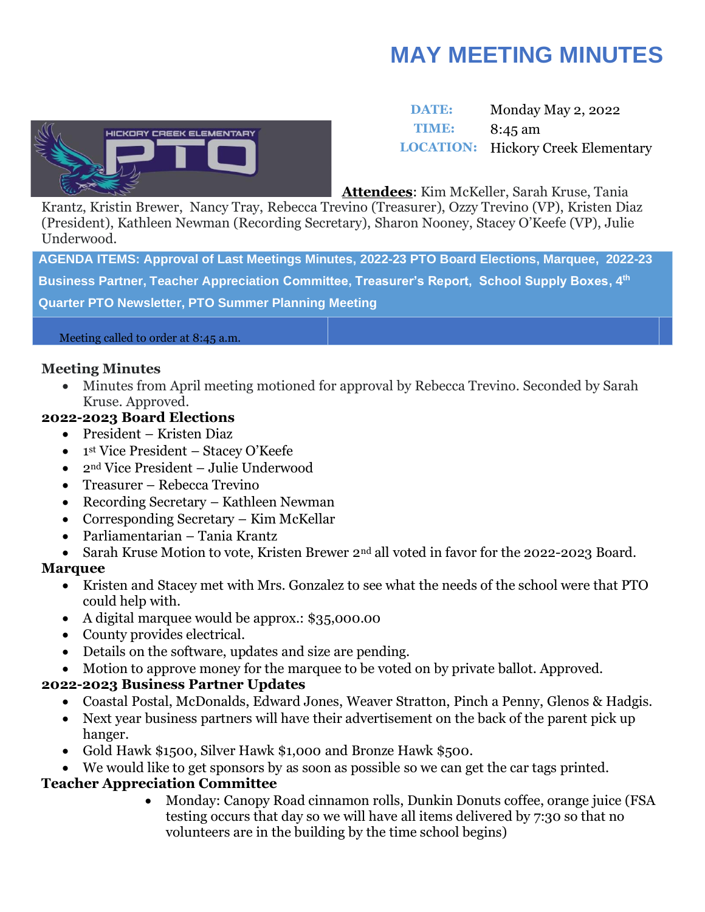# MAY MEETING MINUTES

**DATE:** Monday May 2, 2022
**TIME:** 8:45 am
**LOCATION:** Hickory Creek Elementary

**Attendees**: Kim McKeller, Sarah Kruse, Tania Krantz, Kristin Brewer, Nancy Tray, Rebecca Trevino (Treasurer), Ozzy Trevino (VP), Kristen Diaz (President), Kathleen Newman (Recording Secretary), Sharon Nooney, Stacey O'Keefe (VP), Julie Underwood.

**AGENDA ITEMS: Approval of Last Meetings Minutes, 2022-23 PTO Board Elections, Marquee, 2022-23 Business Partner, Teacher Appreciation Committee, Treasurer's Report, School Supply Boxes, 4th Quarter PTO Newsletter, PTO Summer Planning Meeting**

Meeting called to order at 8:45 a.m.

### Meeting Minutes

- Minutes from April meeting motioned for approval by Rebecca Trevino. Seconded by Sarah Kruse. Approved.

### 2022-2023 Board Elections

- President – Kristen Diaz
- 1st Vice President – Stacey O'Keefe
- 2nd Vice President – Julie Underwood
- Treasurer – Rebecca Trevino
- Recording Secretary – Kathleen Newman
- Corresponding Secretary – Kim McKellar
- Parliamentarian – Tania Krantz
- Sarah Kruse Motion to vote, Kristen Brewer 2nd all voted in favor for the 2022-2023 Board.

### Marquee

- Kristen and Stacey met with Mrs. Gonzalez to see what the needs of the school were that PTO could help with.
- A digital marquee would be approx.: $35,000.00
- County provides electrical.
- Details on the software, updates and size are pending.
- Motion to approve money for the marquee to be voted on by private ballot. Approved.

### 2022-2023 Business Partner Updates

- Coastal Postal, McDonalds, Edward Jones, Weaver Stratton, Pinch a Penny, Glenos & Hadgis.
- Next year business partners will have their advertisement on the back of the parent pick up hanger.
- Gold Hawk $1500, Silver Hawk $1,000 and Bronze Hawk $500.
- We would like to get sponsors by as soon as possible so we can get the car tags printed.

### Teacher Appreciation Committee

- Monday: Canopy Road cinnamon rolls, Dunkin Donuts coffee, orange juice (FSA testing occurs that day so we will have all items delivered by 7:30 so that no volunteers are in the building by the time school begins)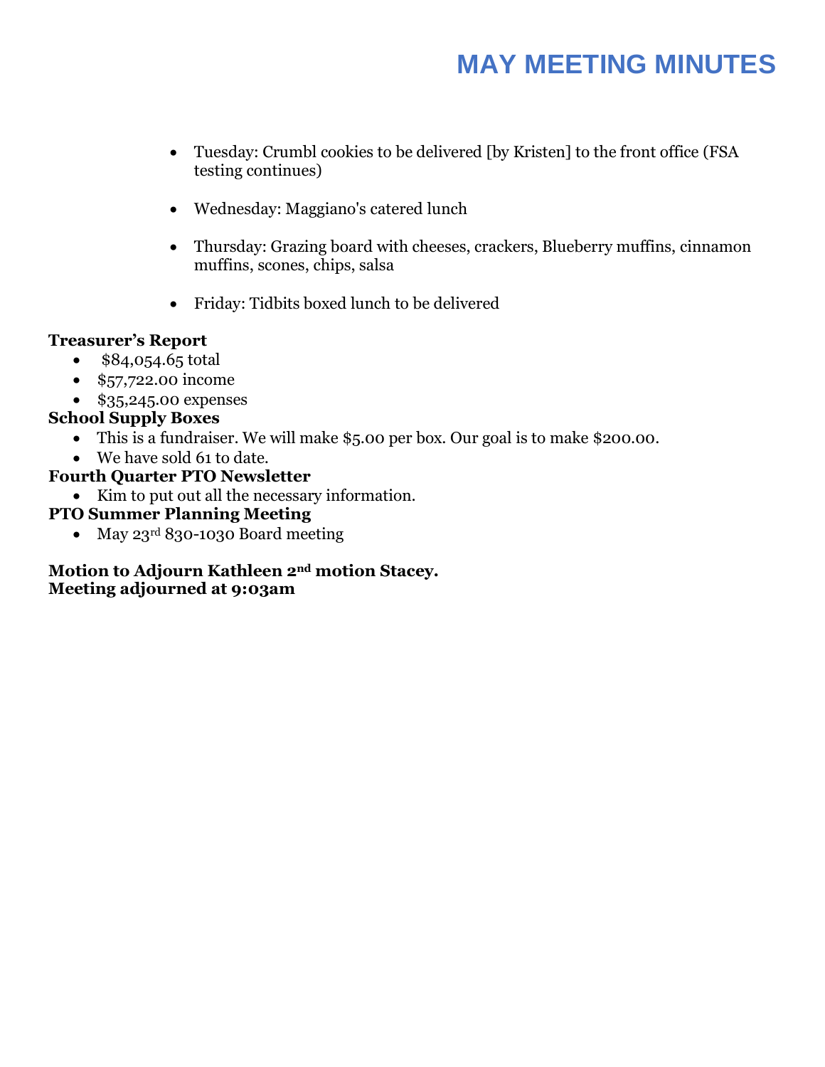# MAY MEETING MINUTES

- Tuesday: Crumbl cookies to be delivered [by Kristen] to the front office (FSA testing continues)
- Wednesday: Maggiano's catered lunch
- Thursday: Grazing board with cheeses, crackers, Blueberry muffins, cinnamon muffins, scones, chips, salsa
- Friday: Tidbits boxed lunch to be delivered

**Treasurer's Report**

- $84,054.65 total
- $57,722.00 income
- $35,245.00 expenses

**School Supply Boxes**

- This is a fundraiser. We will make $5.00 per box. Our goal is to make $200.00.
- We have sold 61 to date.

**Fourth Quarter PTO Newsletter**

- Kim to put out all the necessary information.

**PTO Summer Planning Meeting**

- May 23rd 830-1030 Board meeting

**Motion to Adjourn Kathleen 2nd motion Stacey.**
**Meeting adjourned at 9:03am**